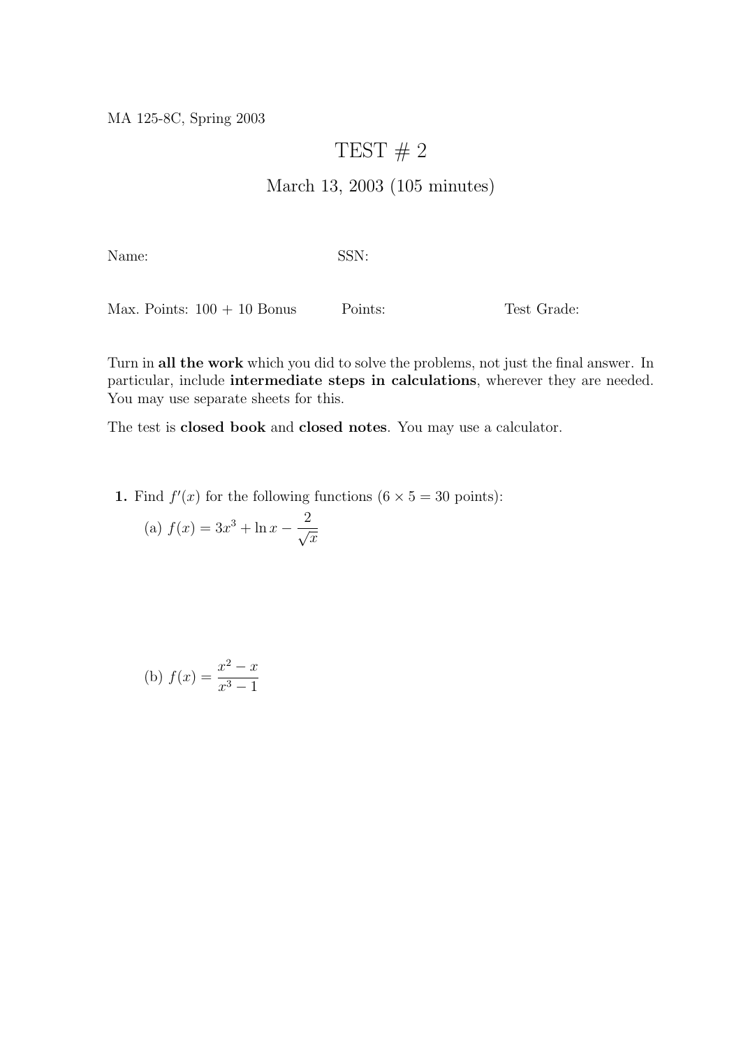MA 125-8C, Spring 2003

# TEST # 2

## March 13, 2003 (105 minutes)

Name: SSN:

Max. Points: 100 + 10 Bonus Points: Test Grade:

Turn in **all the work** which you did to solve the problems, not just the final answer. In particular, include **intermediate steps in calculations**, wherever they are needed. You may use separate sheets for this.

The test is **closed book** and **closed notes**. You may use a calculator.

**1.** Find $f'(x)$ for the following functions ($6 \times 5 = 30$ points):

(a) $f(x) = 3x^3 + \ln x - \dfrac{2}{\sqrt{x}}$

(b) $f(x) = \dfrac{x^2 - x}{x^3 - 1}$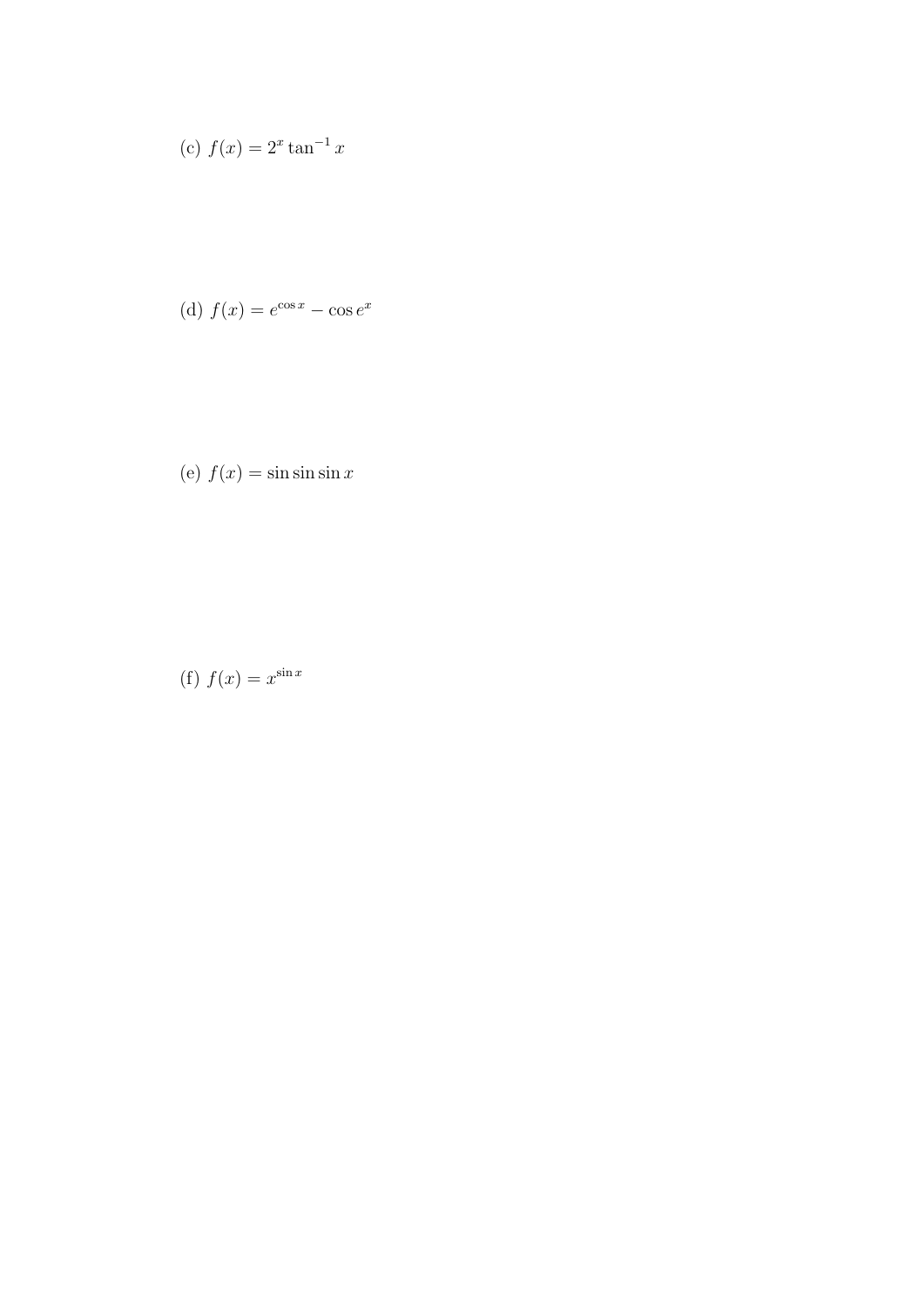(c) $f(x) = 2^x \tan^{-1} x$

(d) $f(x) = e^{\cos x} - \cos e^x$

(e) $f(x) = \sin \sin \sin x$

(f) $f(x) = x^{\sin x}$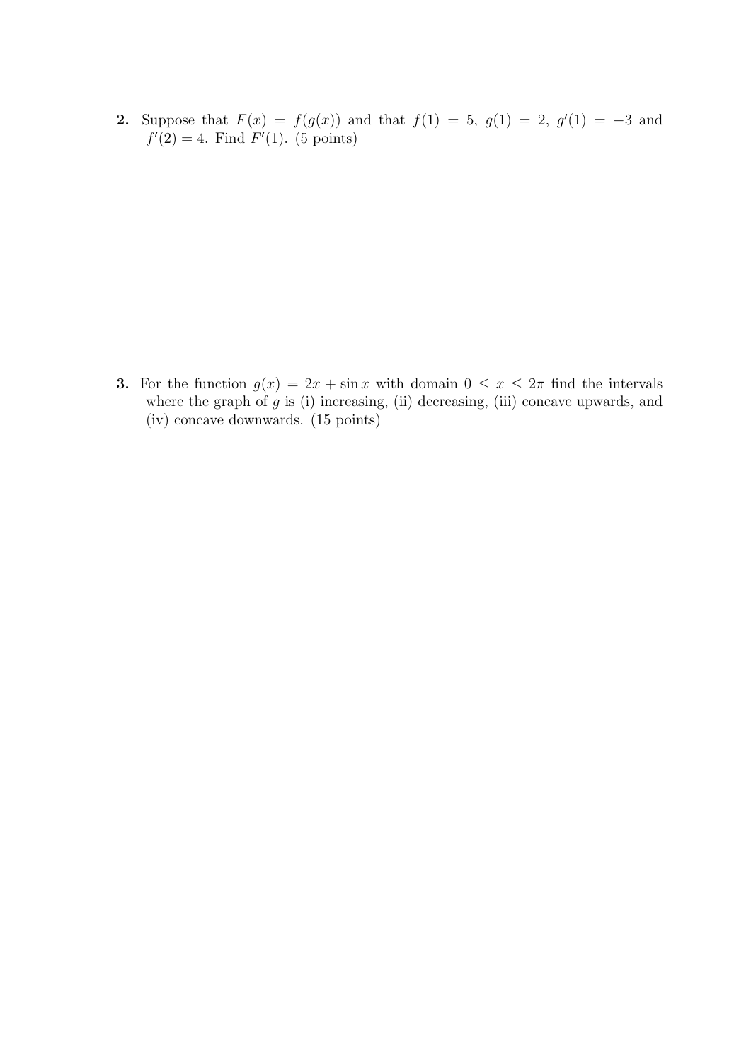**2.** Suppose that $F(x) = f(g(x))$ and that $f(1) = 5$, $g(1) = 2$, $g'(1) = -3$ and $f'(2) = 4$. Find $F'(1)$. (5 points)

**3.** For the function $g(x) = 2x + \sin x$ with domain $0 \leq x \leq 2\pi$ find the intervals where the graph of $g$ is (i) increasing, (ii) decreasing, (iii) concave upwards, and (iv) concave downwards. (15 points)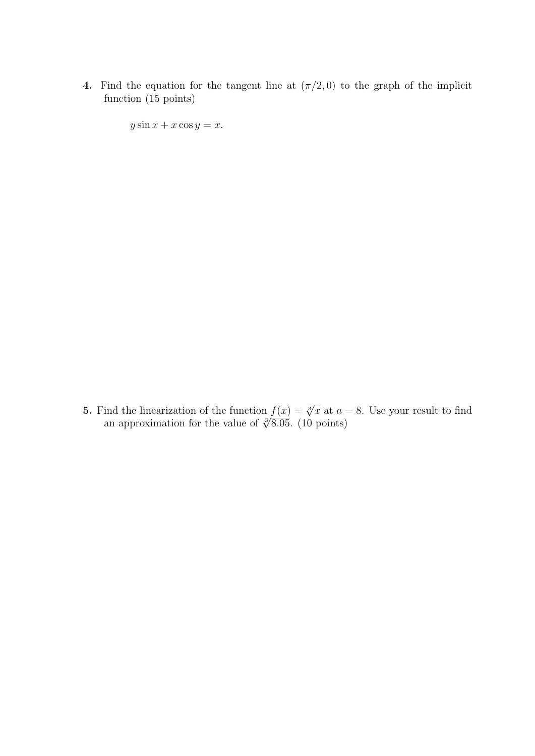**4.** Find the equation for the tangent line at $(\pi/2, 0)$ to the graph of the implicit function (15 points)

$$y \sin x + x \cos y = x.$$

**5.** Find the linearization of the function $f(x) = \sqrt[3]{x}$ at $a = 8$. Use your result to find an approximation for the value of $\sqrt[3]{8.05}$. (10 points)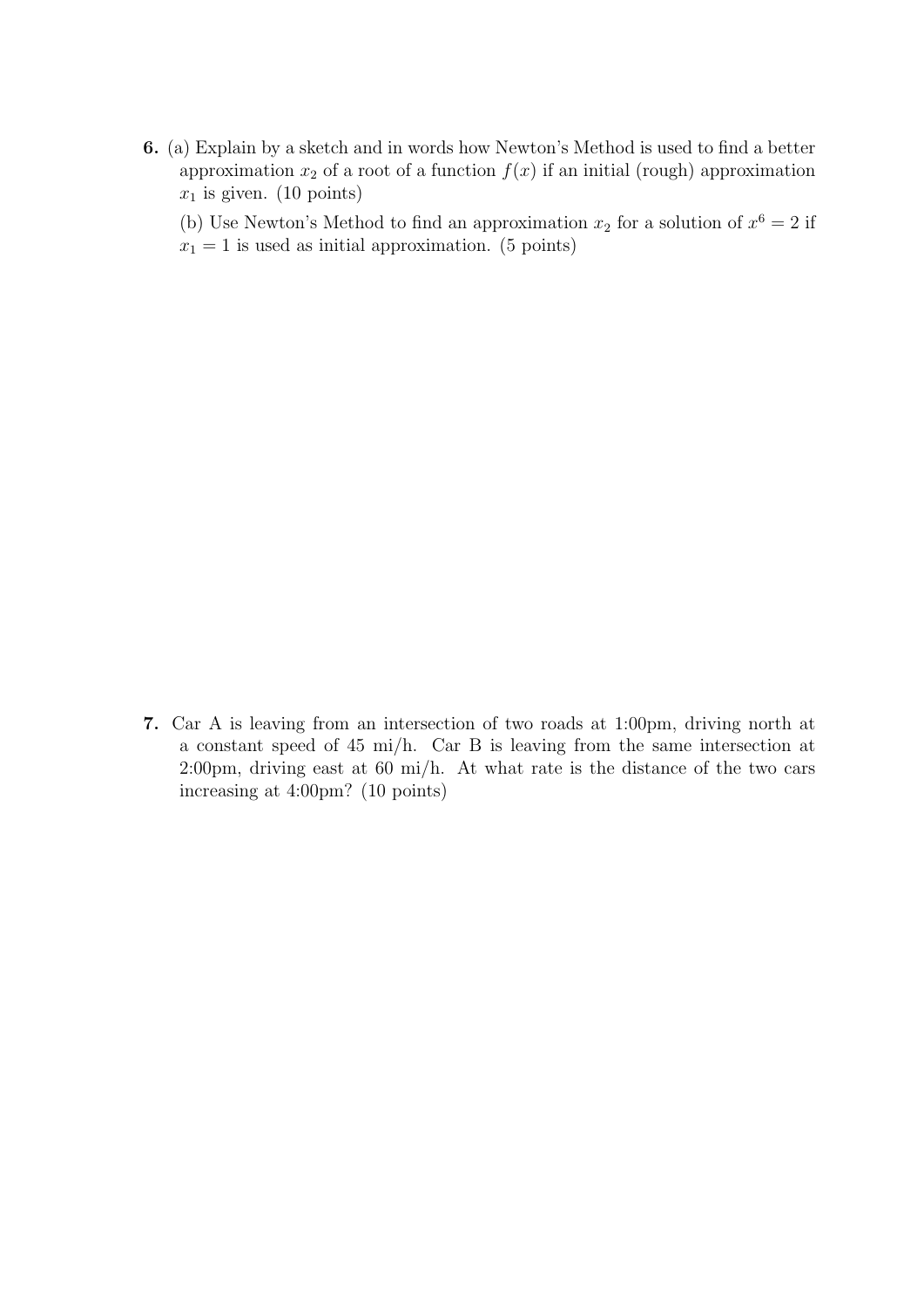**6.** (a) Explain by a sketch and in words how Newton's Method is used to find a better approximation $x_2$ of a root of a function $f(x)$ if an initial (rough) approximation $x_1$ is given. (10 points)

(b) Use Newton's Method to find an approximation $x_2$ for a solution of $x^6 = 2$ if $x_1 = 1$ is used as initial approximation. (5 points)

**7.** Car A is leaving from an intersection of two roads at 1:00pm, driving north at a constant speed of 45 mi/h. Car B is leaving from the same intersection at 2:00pm, driving east at 60 mi/h. At what rate is the distance of the two cars increasing at 4:00pm? (10 points)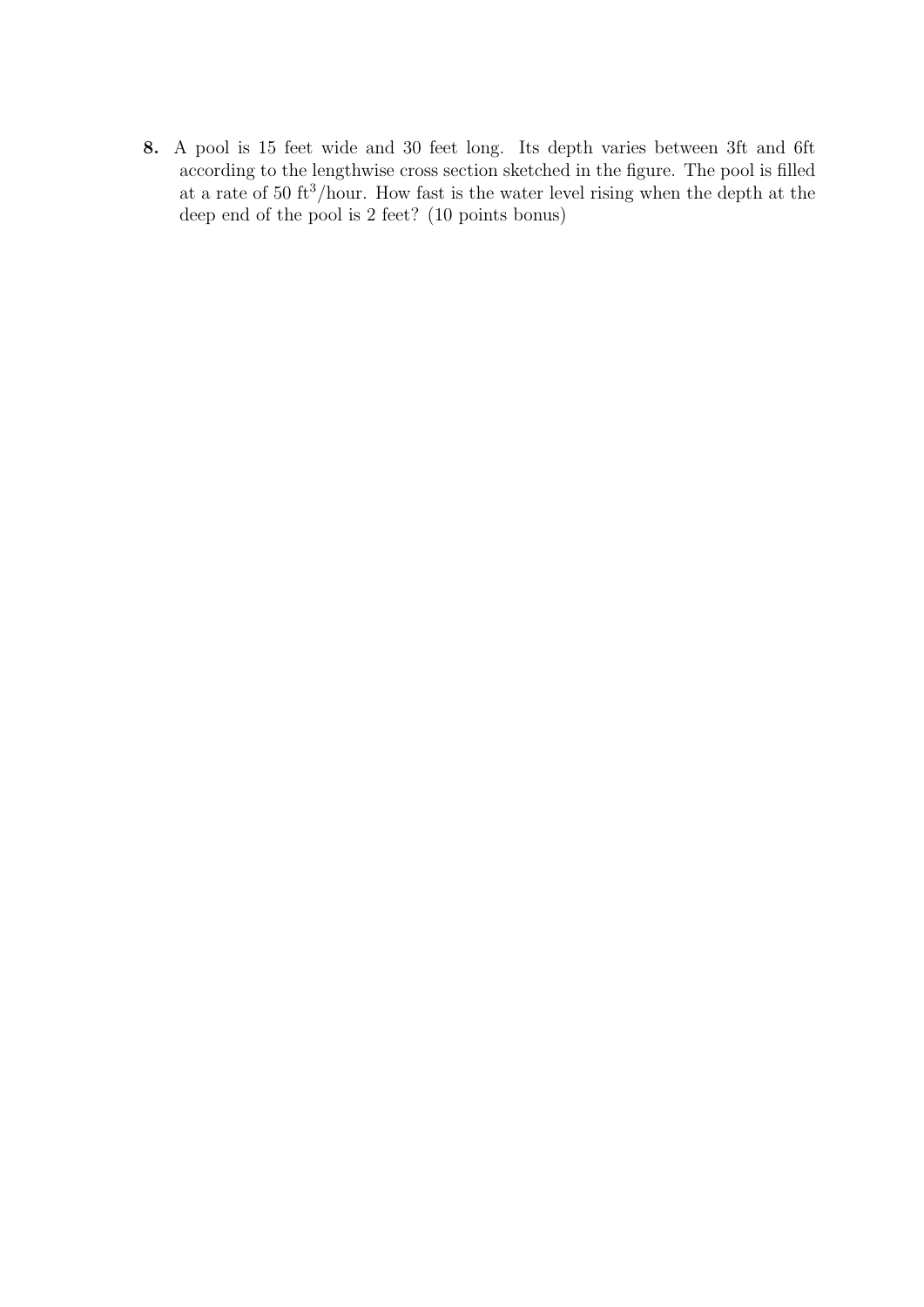**8.** A pool is 15 feet wide and 30 feet long. Its depth varies between 3ft and 6ft according to the lengthwise cross section sketched in the figure. The pool is filled at a rate of 50 $\text{ft}^3$/hour. How fast is the water level rising when the depth at the deep end of the pool is 2 feet? (10 points bonus)